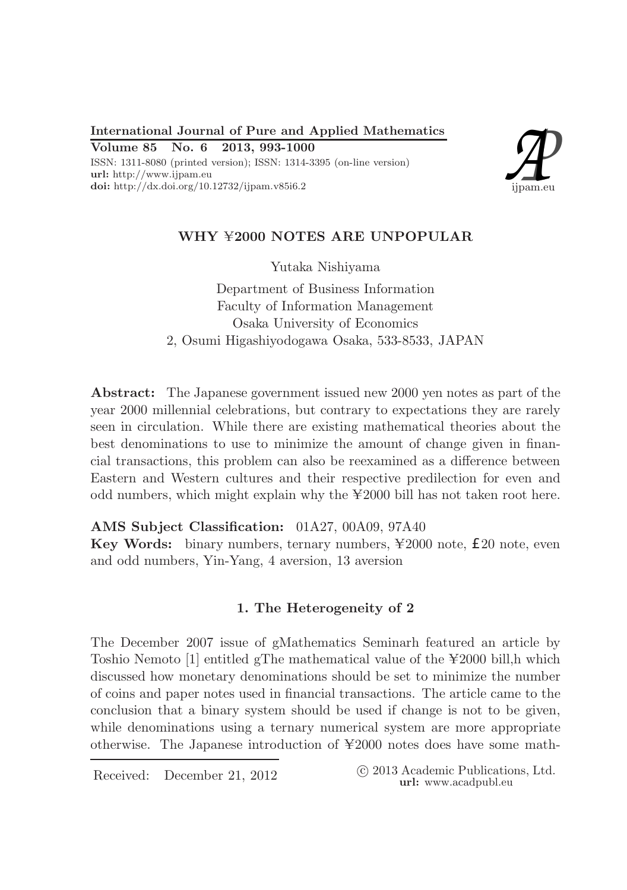International Journal of Pure and Applied Mathematics
Volume 85 No. 6 2013, 993-1000
ISSN: 1311-8080 (printed version); ISSN: 1314-3395 (on-line version)
url: http://www.ijpam.eu
doi: http://dx.doi.org/10.12732/ijpam.v85i6.2

# WHY ¥2000 NOTES ARE UNPOPULAR

Yutaka Nishiyama

Department of Business Information
Faculty of Information Management
Osaka University of Economics
2, Osumi Higashiyodogawa Osaka, 533-8533, JAPAN

**Abstract:** The Japanese government issued new 2000 yen notes as part of the year 2000 millennial celebrations, but contrary to expectations they are rarely seen in circulation. While there are existing mathematical theories about the best denominations to use to minimize the amount of change given in financial transactions, this problem can also be reexamined as a difference between Eastern and Western cultures and their respective predilection for even and odd numbers, which might explain why the ¥2000 bill has not taken root here.

**AMS Subject Classification:** 01A27, 00A09, 97A40

**Key Words:** binary numbers, ternary numbers, ¥2000 note, £20 note, even and odd numbers, Yin-Yang, 4 aversion, 13 aversion

## 1. The Heterogeneity of 2

The December 2007 issue of gMathematics Seminarh featured an article by Toshio Nemoto [1] entitled gThe mathematical value of the ¥2000 bill,h which discussed how monetary denominations should be set to minimize the number of coins and paper notes used in financial transactions. The article came to the conclusion that a binary system should be used if change is not to be given, while denominations using a ternary numerical system are more appropriate otherwise. The Japanese introduction of ¥2000 notes does have some math-

Received: December 21, 2012

© 2013 Academic Publications, Ltd.
url: www.acadpubl.eu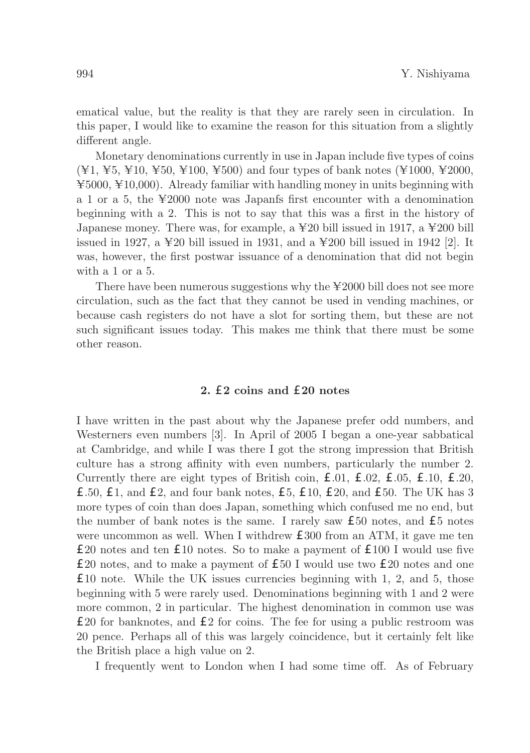ematical value, but the reality is that they are rarely seen in circulation. In this paper, I would like to examine the reason for this situation from a slightly different angle.

Monetary denominations currently in use in Japan include five types of coins (¥1, ¥5, ¥10, ¥50, ¥100, ¥500) and four types of bank notes (¥1000, ¥2000, ¥5000, ¥10,000). Already familiar with handling money in units beginning with a 1 or a 5, the ¥2000 note was Japanfs first encounter with a denomination beginning with a 2. This is not to say that this was a first in the history of Japanese money. There was, for example, a ¥20 bill issued in 1917, a ¥200 bill issued in 1927, a ¥20 bill issued in 1931, and a ¥200 bill issued in 1942 [2]. It was, however, the first postwar issuance of a denomination that did not begin with a 1 or a 5.

There have been numerous suggestions why the ¥2000 bill does not see more circulation, such as the fact that they cannot be used in vending machines, or because cash registers do not have a slot for sorting them, but these are not such significant issues today. This makes me think that there must be some other reason.

## 2. £2 coins and £20 notes

I have written in the past about why the Japanese prefer odd numbers, and Westerners even numbers [3]. In April of 2005 I began a one-year sabbatical at Cambridge, and while I was there I got the strong impression that British culture has a strong affinity with even numbers, particularly the number 2. Currently there are eight types of British coin, £.01, £.02, £.05, £.10, £.20, £.50, £1, and £2, and four bank notes, £5, £10, £20, and £50. The UK has 3 more types of coin than does Japan, something which confused me no end, but the number of bank notes is the same. I rarely saw £50 notes, and £5 notes were uncommon as well. When I withdrew £300 from an ATM, it gave me ten £20 notes and ten £10 notes. So to make a payment of £100 I would use five £20 notes, and to make a payment of £50 I would use two £20 notes and one £10 note. While the UK issues currencies beginning with 1, 2, and 5, those beginning with 5 were rarely used. Denominations beginning with 1 and 2 were more common, 2 in particular. The highest denomination in common use was £20 for banknotes, and £2 for coins. The fee for using a public restroom was 20 pence. Perhaps all of this was largely coincidence, but it certainly felt like the British place a high value on 2.

I frequently went to London when I had some time off. As of February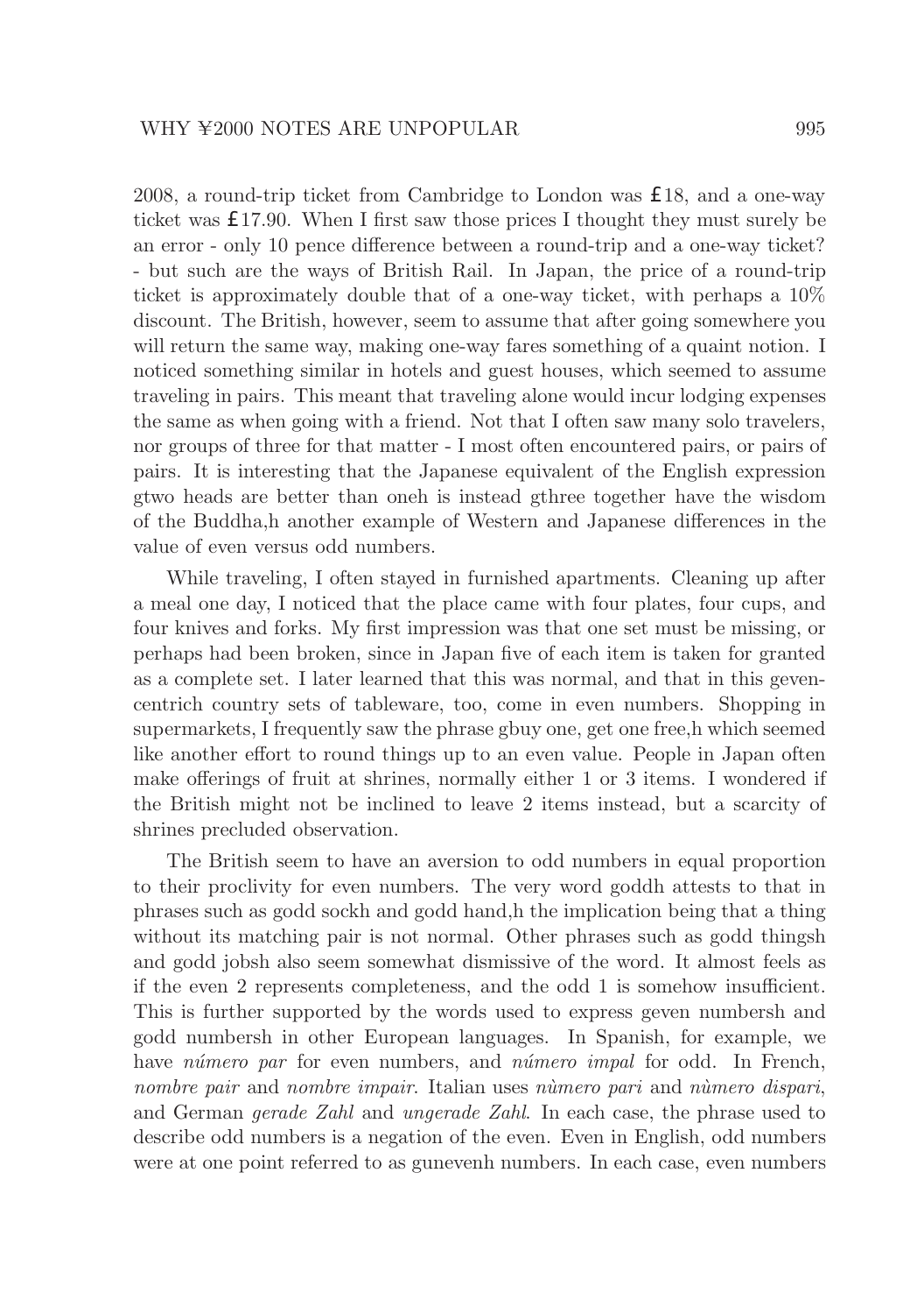2008, a round-trip ticket from Cambridge to London was £18, and a one-way ticket was £17.90. When I first saw those prices I thought they must surely be an error - only 10 pence difference between a round-trip and a one-way ticket? - but such are the ways of British Rail. In Japan, the price of a round-trip ticket is approximately double that of a one-way ticket, with perhaps a 10% discount. The British, however, seem to assume that after going somewhere you will return the same way, making one-way fares something of a quaint notion. I noticed something similar in hotels and guest houses, which seemed to assume traveling in pairs. This meant that traveling alone would incur lodging expenses the same as when going with a friend. Not that I often saw many solo travelers, nor groups of three for that matter - I most often encountered pairs, or pairs of pairs. It is interesting that the Japanese equivalent of the English expression gtwo heads are better than oneh is instead gthree together have the wisdom of the Buddha,h another example of Western and Japanese differences in the value of even versus odd numbers.

While traveling, I often stayed in furnished apartments. Cleaning up after a meal one day, I noticed that the place came with four plates, four cups, and four knives and forks. My first impression was that one set must be missing, or perhaps had been broken, since in Japan five of each item is taken for granted as a complete set. I later learned that this was normal, and that in this geven-centrich country sets of tableware, too, come in even numbers. Shopping in supermarkets, I frequently saw the phrase gbuy one, get one free,h which seemed like another effort to round things up to an even value. People in Japan often make offerings of fruit at shrines, normally either 1 or 3 items. I wondered if the British might not be inclined to leave 2 items instead, but a scarcity of shrines precluded observation.

The British seem to have an aversion to odd numbers in equal proportion to their proclivity for even numbers. The very word goddh attests to that in phrases such as godd sockh and godd hand,h the implication being that a thing without its matching pair is not normal. Other phrases such as godd thingsh and godd jobsh also seem somewhat dismissive of the word. It almost feels as if the even 2 represents completeness, and the odd 1 is somehow insufficient. This is further supported by the words used to express geven numbersh and godd numbersh in other European languages. In Spanish, for example, we have *número par* for even numbers, and *número impal* for odd. In French, *nombre pair* and *nombre impair*. Italian uses *nùmero pari* and *nùmero dispari*, and German *gerade Zahl* and *ungerade Zahl*. In each case, the phrase used to describe odd numbers is a negation of the even. Even in English, odd numbers were at one point referred to as gunevenh numbers. In each case, even numbers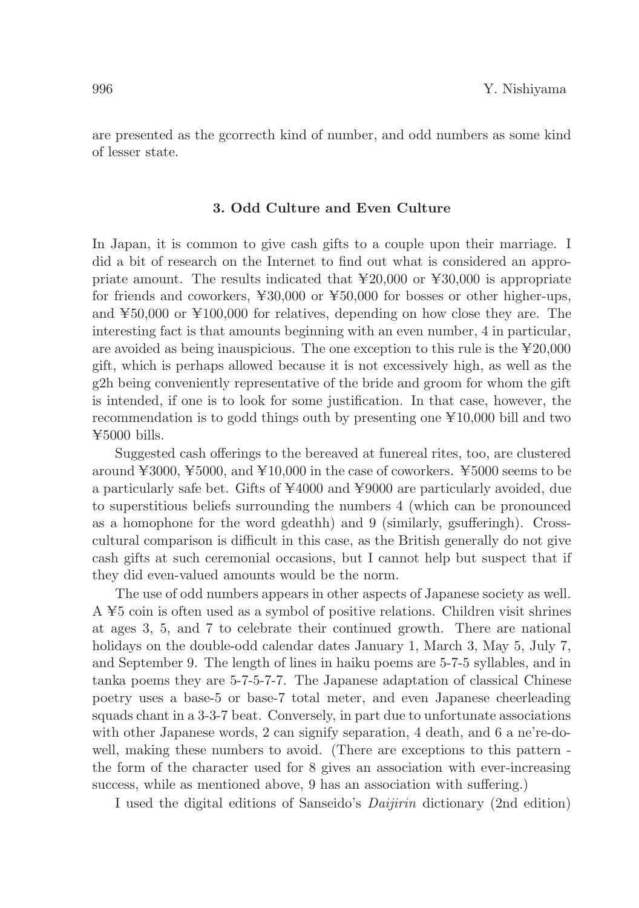are presented as the gcorrecth kind of number, and odd numbers as some kind of lesser state.

### 3. Odd Culture and Even Culture

In Japan, it is common to give cash gifts to a couple upon their marriage. I did a bit of research on the Internet to find out what is considered an appropriate amount. The results indicated that ¥20,000 or ¥30,000 is appropriate for friends and coworkers, ¥30,000 or ¥50,000 for bosses or other higher-ups, and ¥50,000 or ¥100,000 for relatives, depending on how close they are. The interesting fact is that amounts beginning with an even number, 4 in particular, are avoided as being inauspicious. The one exception to this rule is the ¥20,000 gift, which is perhaps allowed because it is not excessively high, as well as the g2h being conveniently representative of the bride and groom for whom the gift is intended, if one is to look for some justification. In that case, however, the recommendation is to godd things outh by presenting one ¥10,000 bill and two ¥5000 bills.

Suggested cash offerings to the bereaved at funereal rites, too, are clustered around ¥3000, ¥5000, and ¥10,000 in the case of coworkers. ¥5000 seems to be a particularly safe bet. Gifts of ¥4000 and ¥9000 are particularly avoided, due to superstitious beliefs surrounding the numbers 4 (which can be pronounced as a homophone for the word gdeathh) and 9 (similarly, gsufferingh). Cross-cultural comparison is difficult in this case, as the British generally do not give cash gifts at such ceremonial occasions, but I cannot help but suspect that if they did even-valued amounts would be the norm.

The use of odd numbers appears in other aspects of Japanese society as well. A ¥5 coin is often used as a symbol of positive relations. Children visit shrines at ages 3, 5, and 7 to celebrate their continued growth. There are national holidays on the double-odd calendar dates January 1, March 3, May 5, July 7, and September 9. The length of lines in haiku poems are 5-7-5 syllables, and in tanka poems they are 5-7-5-7-7. The Japanese adaptation of classical Chinese poetry uses a base-5 or base-7 total meter, and even Japanese cheerleading squads chant in a 3-3-7 beat. Conversely, in part due to unfortunate associations with other Japanese words, 2 can signify separation, 4 death, and 6 a ne're-do-well, making these numbers to avoid. (There are exceptions to this pattern - the form of the character used for 8 gives an association with ever-increasing success, while as mentioned above, 9 has an association with suffering.)

I used the digital editions of Sanseido's *Daijirin* dictionary (2nd edition)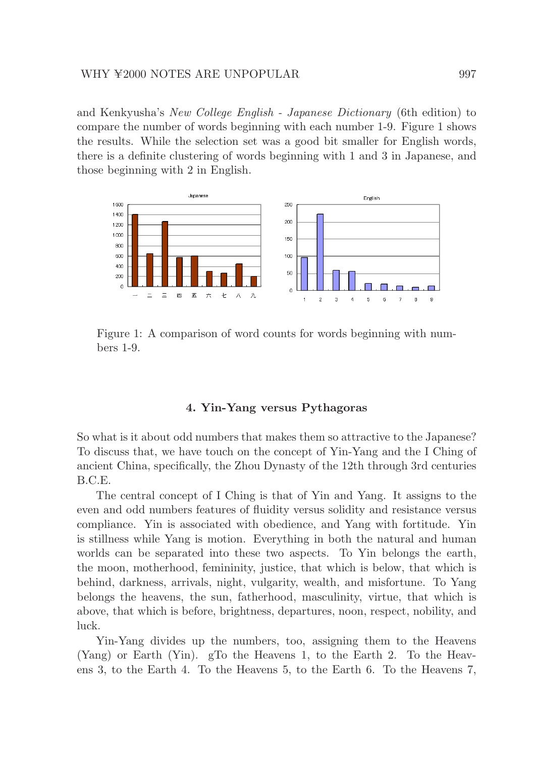and Kenkyusha's *New College English - Japanese Dictionary* (6th edition) to compare the number of words beginning with each number 1-9. Figure 1 shows the results. While the selection set was a good bit smaller for English words, there is a definite clustering of words beginning with 1 and 3 in Japanese, and those beginning with 2 in English.

Figure 1: A comparison of word counts for words beginning with numbers 1-9.

### 4. Yin-Yang versus Pythagoras

So what is it about odd numbers that makes them so attractive to the Japanese? To discuss that, we have touch on the concept of Yin-Yang and the I Ching of ancient China, specifically, the Zhou Dynasty of the 12th through 3rd centuries B.C.E.

The central concept of I Ching is that of Yin and Yang. It assigns to the even and odd numbers features of fluidity versus solidity and resistance versus compliance. Yin is associated with obedience, and Yang with fortitude. Yin is stillness while Yang is motion. Everything in both the natural and human worlds can be separated into these two aspects. To Yin belongs the earth, the moon, motherhood, femininity, justice, that which is below, that which is behind, darkness, arrivals, night, vulgarity, wealth, and misfortune. To Yang belongs the heavens, the sun, fatherhood, masculinity, virtue, that which is above, that which is before, brightness, departures, noon, respect, nobility, and luck.

Yin-Yang divides up the numbers, too, assigning them to the Heavens (Yang) or Earth (Yin). gTo the Heavens 1, to the Earth 2. To the Heavens 3, to the Earth 4. To the Heavens 5, to the Earth 6. To the Heavens 7,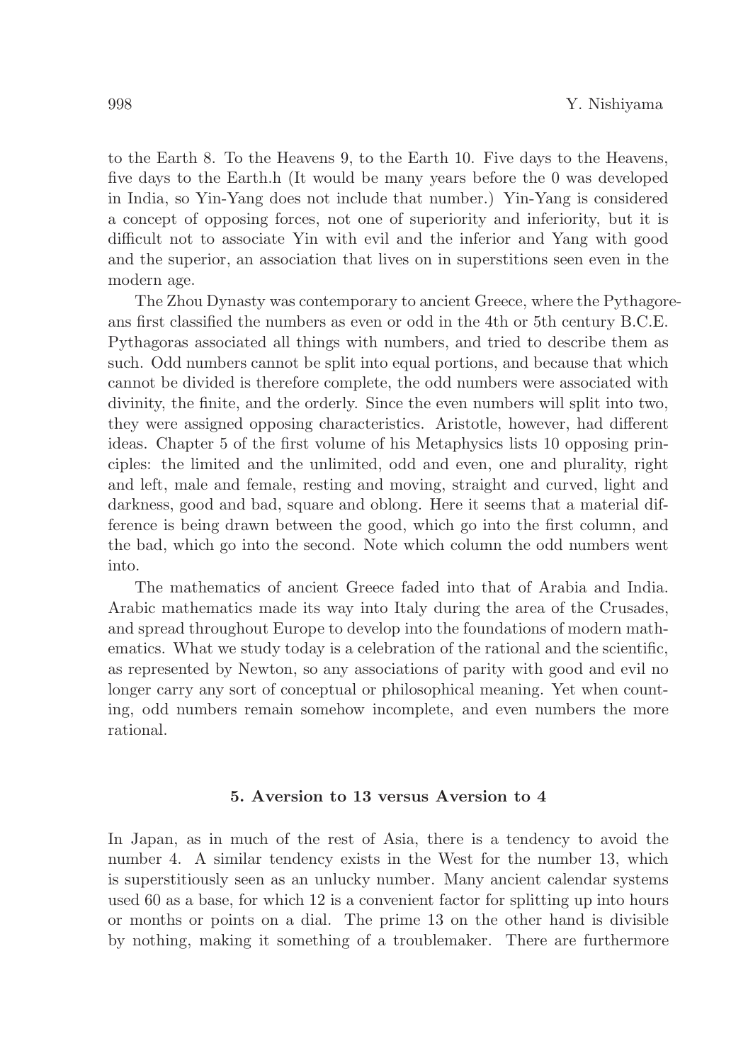to the Earth 8. To the Heavens 9, to the Earth 10. Five days to the Heavens, five days to the Earth.h (It would be many years before the 0 was developed in India, so Yin-Yang does not include that number.) Yin-Yang is considered a concept of opposing forces, not one of superiority and inferiority, but it is difficult not to associate Yin with evil and the inferior and Yang with good and the superior, an association that lives on in superstitions seen even in the modern age.

The Zhou Dynasty was contemporary to ancient Greece, where the Pythagoreans first classified the numbers as even or odd in the 4th or 5th century B.C.E. Pythagoras associated all things with numbers, and tried to describe them as such. Odd numbers cannot be split into equal portions, and because that which cannot be divided is therefore complete, the odd numbers were associated with divinity, the finite, and the orderly. Since the even numbers will split into two, they were assigned opposing characteristics. Aristotle, however, had different ideas. Chapter 5 of the first volume of his Metaphysics lists 10 opposing principles: the limited and the unlimited, odd and even, one and plurality, right and left, male and female, resting and moving, straight and curved, light and darkness, good and bad, square and oblong. Here it seems that a material difference is being drawn between the good, which go into the first column, and the bad, which go into the second. Note which column the odd numbers went into.

The mathematics of ancient Greece faded into that of Arabia and India. Arabic mathematics made its way into Italy during the area of the Crusades, and spread throughout Europe to develop into the foundations of modern mathematics. What we study today is a celebration of the rational and the scientific, as represented by Newton, so any associations of parity with good and evil no longer carry any sort of conceptual or philosophical meaning. Yet when counting, odd numbers remain somehow incomplete, and even numbers the more rational.

## 5. Aversion to 13 versus Aversion to 4

In Japan, as in much of the rest of Asia, there is a tendency to avoid the number 4. A similar tendency exists in the West for the number 13, which is superstitiously seen as an unlucky number. Many ancient calendar systems used 60 as a base, for which 12 is a convenient factor for splitting up into hours or months or points on a dial. The prime 13 on the other hand is divisible by nothing, making it something of a troublemaker. There are furthermore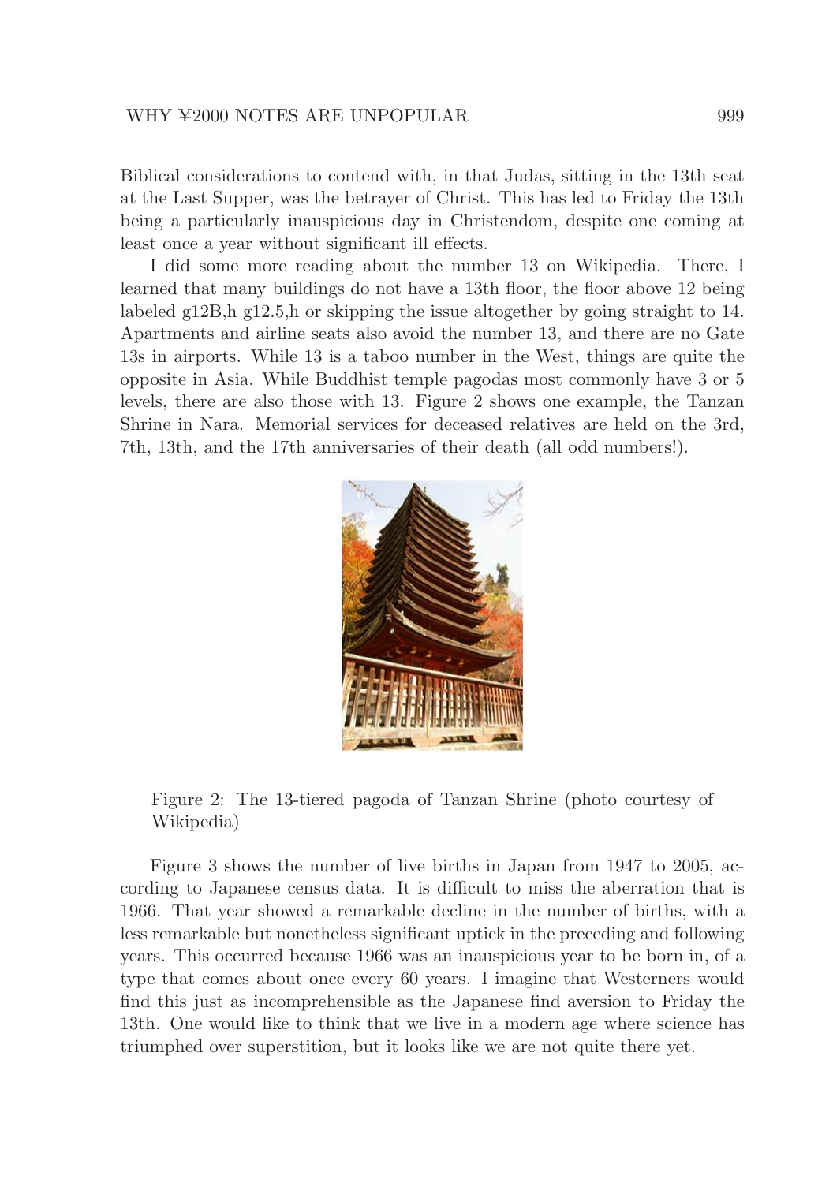Biblical considerations to contend with, in that Judas, sitting in the 13th seat at the Last Supper, was the betrayer of Christ. This has led to Friday the 13th being a particularly inauspicious day in Christendom, despite one coming at least once a year without significant ill effects.

I did some more reading about the number 13 on Wikipedia. There, I learned that many buildings do not have a 13th floor, the floor above 12 being labeled g12B,h g12.5,h or skipping the issue altogether by going straight to 14. Apartments and airline seats also avoid the number 13, and there are no Gate 13s in airports. While 13 is a taboo number in the West, things are quite the opposite in Asia. While Buddhist temple pagodas most commonly have 3 or 5 levels, there are also those with 13. Figure 2 shows one example, the Tanzan Shrine in Nara. Memorial services for deceased relatives are held on the 3rd, 7th, 13th, and the 17th anniversaries of their death (all odd numbers!).

Figure 2: The 13-tiered pagoda of Tanzan Shrine (photo courtesy of Wikipedia)

Figure 3 shows the number of live births in Japan from 1947 to 2005, according to Japanese census data. It is difficult to miss the aberration that is 1966. That year showed a remarkable decline in the number of births, with a less remarkable but nonetheless significant uptick in the preceding and following years. This occurred because 1966 was an inauspicious year to be born in, of a type that comes about once every 60 years. I imagine that Westerners would find this just as incomprehensible as the Japanese find aversion to Friday the 13th. One would like to think that we live in a modern age where science has triumphed over superstition, but it looks like we are not quite there yet.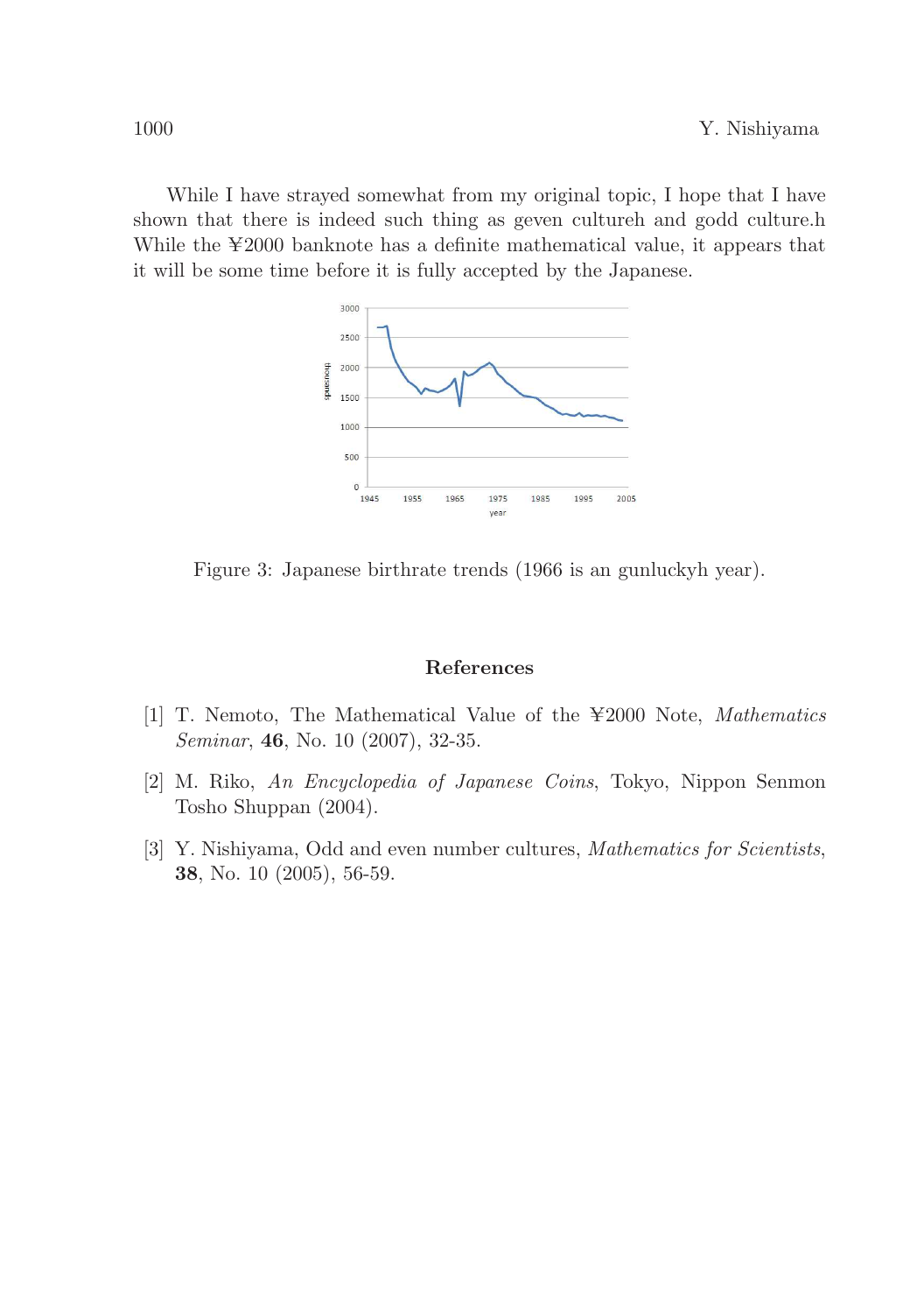While I have strayed somewhat from my original topic, I hope that I have shown that there is indeed such thing as geven cultureh and godd culture.h While the ¥2000 banknote has a definite mathematical value, it appears that it will be some time before it is fully accepted by the Japanese.

3000
2500
2000
1500
1000
500
0
thousands
1945 1955 1965 1975 1985 1995 2005
year

Figure 3: Japanese birthrate trends (1966 is an gunluckyh year).

## References

[1] T. Nemoto, The Mathematical Value of the ¥2000 Note, *Mathematics Seminar*, **46**, No. 10 (2007), 32-35.

[2] M. Riko, *An Encyclopedia of Japanese Coins*, Tokyo, Nippon Senmon Tosho Shuppan (2004).

[3] Y. Nishiyama, Odd and even number cultures, *Mathematics for Scientists*, **38**, No. 10 (2005), 56-59.